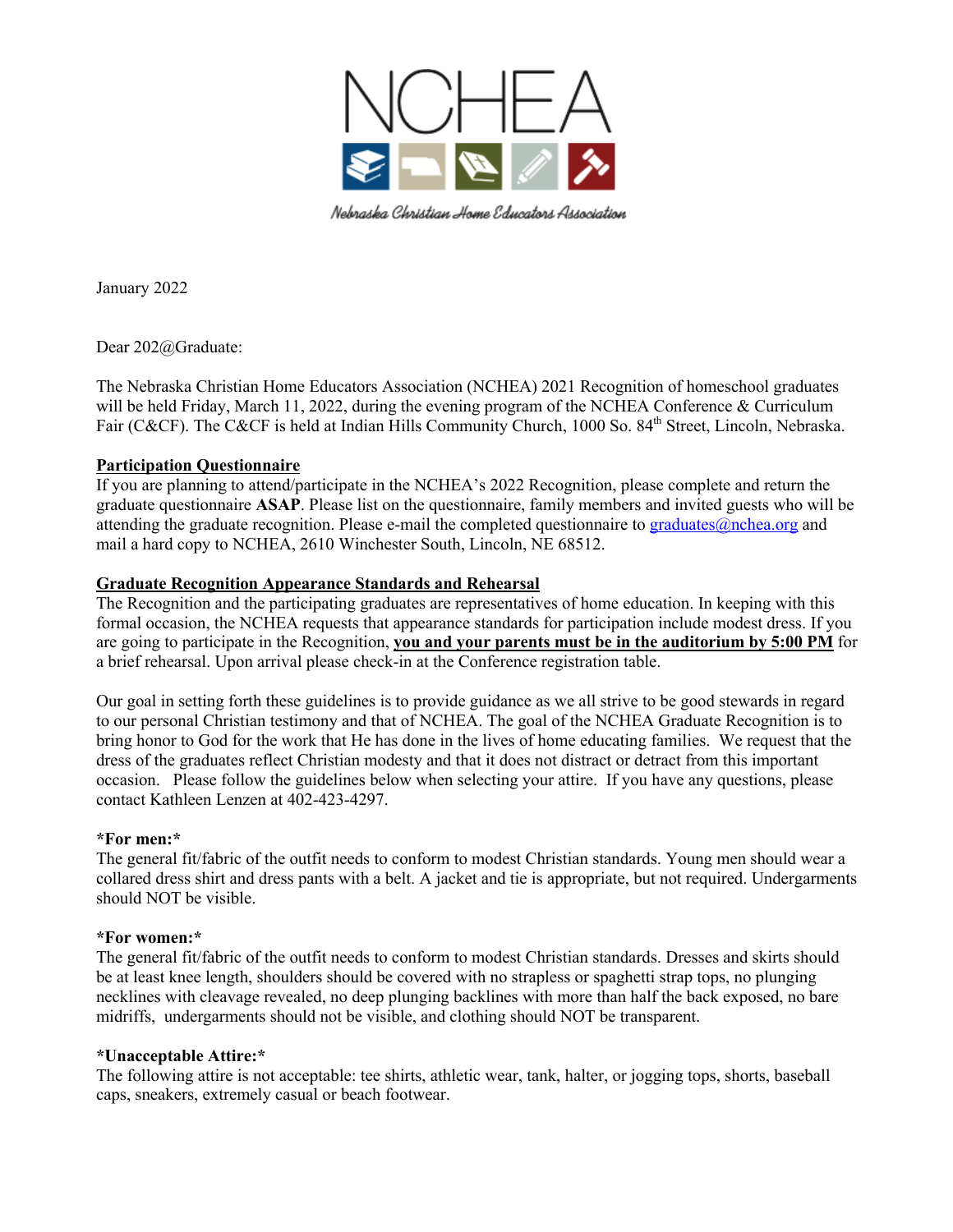# NCHEA

Nebraska Christian Home Educators Association

January 2022

Dear 202@Graduate:

The Nebraska Christian Home Educators Association (NCHEA) 2021 Recognition of homeschool graduates will be held Friday, March 11, 2022, during the evening program of the NCHEA Conference & Curriculum Fair (C&CF). The C&CF is held at Indian Hills Community Church, 1000 So. 84th Street, Lincoln, Nebraska.

**Participation Questionnaire**

If you are planning to attend/participate in the NCHEA's 2022 Recognition, please complete and return the graduate questionnaire **ASAP**. Please list on the questionnaire, family members and invited guests who will be attending the graduate recognition. Please e-mail the completed questionnaire to graduates@nchea.org and mail a hard copy to NCHEA, 2610 Winchester South, Lincoln, NE 68512.

**Graduate Recognition Appearance Standards and Rehearsal**

The Recognition and the participating graduates are representatives of home education. In keeping with this formal occasion, the NCHEA requests that appearance standards for participation include modest dress. If you are going to participate in the Recognition, **you and your parents must be in the auditorium by 5:00 PM** for a brief rehearsal. Upon arrival please check-in at the Conference registration table.

Our goal in setting forth these guidelines is to provide guidance as we all strive to be good stewards in regard to our personal Christian testimony and that of NCHEA. The goal of the NCHEA Graduate Recognition is to bring honor to God for the work that He has done in the lives of home educating families. We request that the dress of the graduates reflect Christian modesty and that it does not distract or detract from this important occasion. Please follow the guidelines below when selecting your attire. If you have any questions, please contact Kathleen Lenzen at 402-423-4297.

**\*For men:\***

The general fit/fabric of the outfit needs to conform to modest Christian standards. Young men should wear a collared dress shirt and dress pants with a belt. A jacket and tie is appropriate, but not required. Undergarments should NOT be visible.

**\*For women:\***

The general fit/fabric of the outfit needs to conform to modest Christian standards. Dresses and skirts should be at least knee length, shoulders should be covered with no strapless or spaghetti strap tops, no plunging necklines with cleavage revealed, no deep plunging backlines with more than half the back exposed, no bare midriffs, undergarments should not be visible, and clothing should NOT be transparent.

**\*Unacceptable Attire:\***

The following attire is not acceptable: tee shirts, athletic wear, tank, halter, or jogging tops, shorts, baseball caps, sneakers, extremely casual or beach footwear.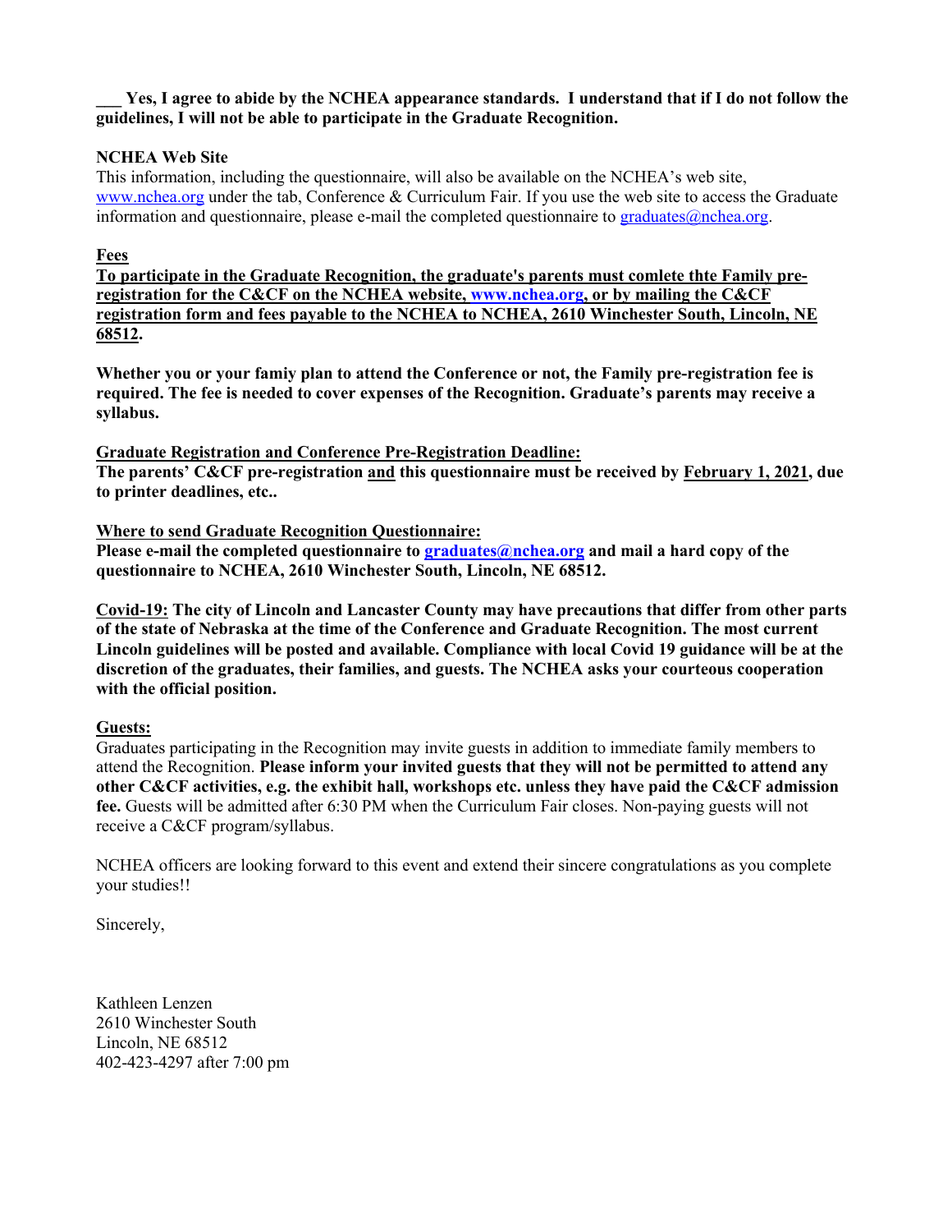**___ Yes, I agree to abide by the NCHEA appearance standards. I understand that if I do not follow the guidelines, I will not be able to participate in the Graduate Recognition.**

**NCHEA Web Site**

This information, including the questionnaire, will also be available on the NCHEA's web site, www.nchea.org under the tab, Conference & Curriculum Fair. If you use the web site to access the Graduate information and questionnaire, please e-mail the completed questionnaire to graduates@nchea.org.

**Fees**

**To participate in the Graduate Recognition, the graduate's parents must comlete thte Family pre-registration for the C&CF on the NCHEA website, www.nchea.org, or by mailing the C&CF registration form and fees payable to the NCHEA to NCHEA, 2610 Winchester South, Lincoln, NE 68512.**

**Whether you or your famiy plan to attend the Conference or not, the Family pre-registration fee is required. The fee is needed to cover expenses of the Recognition. Graduate's parents may receive a syllabus.**

**Graduate Registration and Conference Pre-Registration Deadline:**

**The parents' C&CF pre-registration and this questionnaire must be received by February 1, 2021, due to printer deadlines, etc..**

**Where to send Graduate Recognition Questionnaire:**

**Please e-mail the completed questionnaire to graduates@nchea.org and mail a hard copy of the questionnaire to NCHEA, 2610 Winchester South, Lincoln, NE 68512.**

**Covid-19: The city of Lincoln and Lancaster County may have precautions that differ from other parts of the state of Nebraska at the time of the Conference and Graduate Recognition. The most current Lincoln guidelines will be posted and available. Compliance with local Covid 19 guidance will be at the discretion of the graduates, their families, and guests. The NCHEA asks your courteous cooperation with the official position.**

**Guests:**

Graduates participating in the Recognition may invite guests in addition to immediate family members to attend the Recognition. **Please inform your invited guests that they will not be permitted to attend any other C&CF activities, e.g. the exhibit hall, workshops etc. unless they have paid the C&CF admission fee.** Guests will be admitted after 6:30 PM when the Curriculum Fair closes. Non-paying guests will not receive a C&CF program/syllabus.

NCHEA officers are looking forward to this event and extend their sincere congratulations as you complete your studies!!

Sincerely,

Kathleen Lenzen
2610 Winchester South
Lincoln, NE 68512
402-423-4297 after 7:00 pm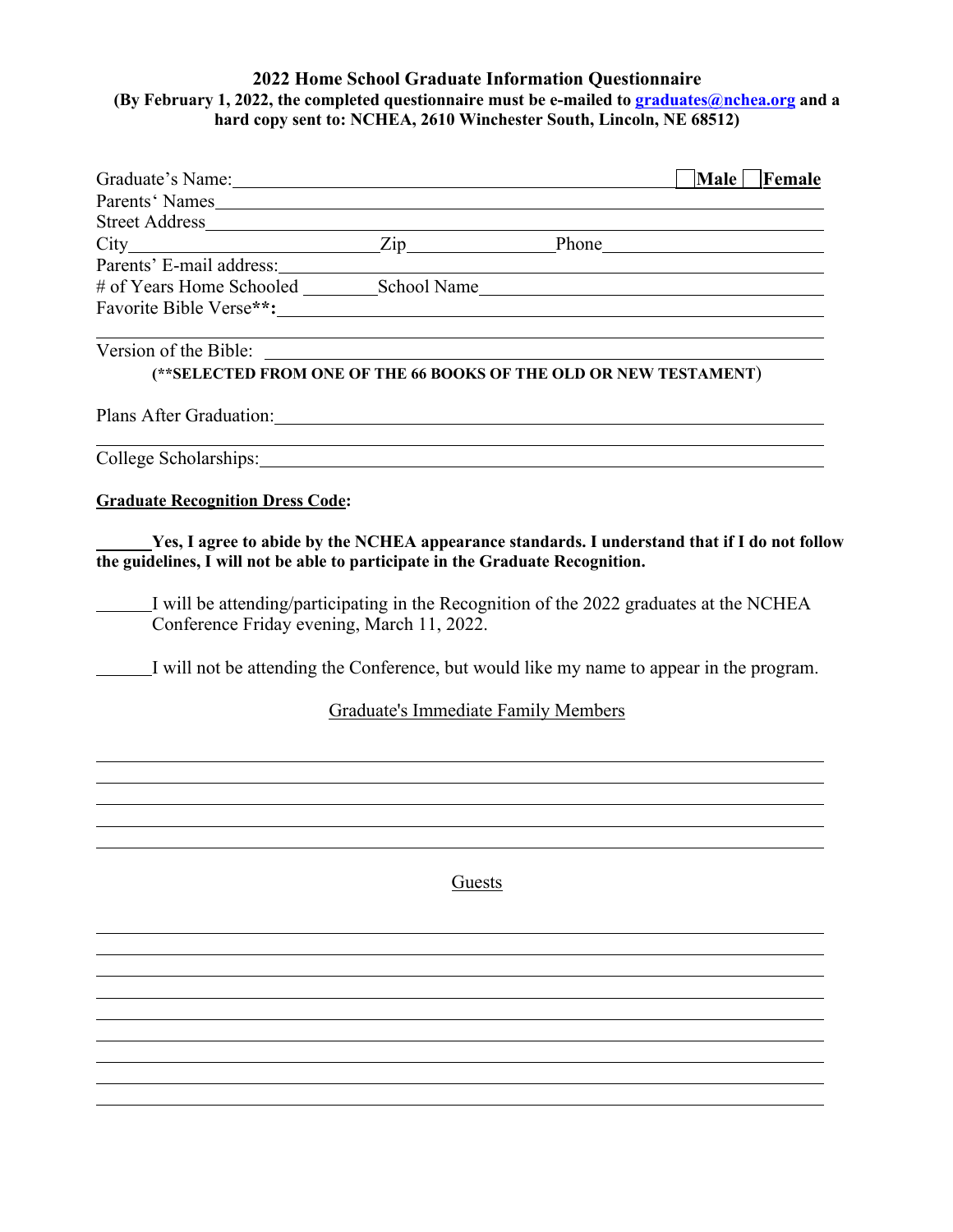# 2022 Home School Graduate Information Questionnaire

**(By February 1, 2022, the completed questionnaire must be e-mailed to graduates@nchea.org and a hard copy sent to: NCHEA, 2610 Winchester South, Lincoln, NE 68512)**

Graduate's Name:\_\_\_\_\_\_\_\_\_\_\_\_\_\_\_\_\_\_\_\_\_\_\_\_\_\_\_\_\_\_\_\_\_\_\_\_\_\_\_\_ ☐ **Male** ☐ **Female**

Parents' Names\_\_\_\_\_\_\_\_\_\_\_\_\_\_\_\_\_\_\_\_\_\_\_\_\_\_\_\_\_\_\_\_\_\_\_\_\_\_\_\_\_\_\_\_\_\_\_\_

Street Address\_\_\_\_\_\_\_\_\_\_\_\_\_\_\_\_\_\_\_\_\_\_\_\_\_\_\_\_\_\_\_\_\_\_\_\_\_\_\_\_\_\_\_\_\_\_\_\_

City\_\_\_\_\_\_\_\_\_\_\_\_\_\_\_\_\_\_\_\_ Zip\_\_\_\_\_\_\_\_\_\_\_\_ Phone\_\_\_\_\_\_\_\_\_\_\_\_\_\_\_\_\_\_\_\_

Parents' E-mail address:\_\_\_\_\_\_\_\_\_\_\_\_\_\_\_\_\_\_\_\_\_\_\_\_\_\_\_\_\_\_\_\_\_\_\_\_\_\_\_\_\_\_

\# of Years Home Schooled \_\_\_\_\_\_\_\_ School Name\_\_\_\_\_\_\_\_\_\_\_\_\_\_\_\_\_\_\_\_\_\_\_\_\_\_\_\_\_\_

Favorite Bible Verse**\*\*:**\_\_\_\_\_\_\_\_\_\_\_\_\_\_\_\_\_\_\_\_\_\_\_\_\_\_\_\_\_\_\_\_\_\_\_\_\_\_\_\_\_\_\_\_

\_\_\_\_\_\_\_\_\_\_\_\_\_\_\_\_\_\_\_\_\_\_\_\_\_\_\_\_\_\_\_\_\_\_\_\_\_\_\_\_\_\_\_\_\_\_\_\_\_\_\_\_\_\_\_\_\_\_\_\_\_\_

Version of the Bible: \_\_\_\_\_\_\_\_\_\_\_\_\_\_\_\_\_\_\_\_\_\_\_\_\_\_\_\_\_\_\_\_\_\_\_\_\_\_\_\_\_\_\_\_\_\_\_\_

**(\*\*SELECTED FROM ONE OF THE 66 BOOKS OF THE OLD OR NEW TESTAMENT)**

Plans After Graduation:\_\_\_\_\_\_\_\_\_\_\_\_\_\_\_\_\_\_\_\_\_\_\_\_\_\_\_\_\_\_\_\_\_\_\_\_\_\_\_\_\_\_\_\_\_

\_\_\_\_\_\_\_\_\_\_\_\_\_\_\_\_\_\_\_\_\_\_\_\_\_\_\_\_\_\_\_\_\_\_\_\_\_\_\_\_\_\_\_\_\_\_\_\_\_\_\_\_\_\_\_\_\_\_\_\_\_\_

College Scholarships:\_\_\_\_\_\_\_\_\_\_\_\_\_\_\_\_\_\_\_\_\_\_\_\_\_\_\_\_\_\_\_\_\_\_\_\_\_\_\_\_\_\_\_\_\_\_\_

**Graduate Recognition Dress Code:**

**\_\_\_\_\_\_Yes, I agree to abide by the NCHEA appearance standards. I understand that if I do not follow the guidelines, I will not be able to participate in the Graduate Recognition.**

\_\_\_\_\_\_I will be attending/participating in the Recognition of the 2022 graduates at the NCHEA Conference Friday evening, March 11, 2022.

\_\_\_\_\_\_I will not be attending the Conference, but would like my name to appear in the program.

Graduate's Immediate Family Members

\_\_\_\_\_\_\_\_\_\_\_\_\_\_\_\_\_\_\_\_\_\_\_\_\_\_\_\_\_\_\_\_\_\_\_\_\_\_\_\_\_\_\_\_\_\_\_\_\_\_\_\_\_\_\_\_\_\_\_\_\_\_

\_\_\_\_\_\_\_\_\_\_\_\_\_\_\_\_\_\_\_\_\_\_\_\_\_\_\_\_\_\_\_\_\_\_\_\_\_\_\_\_\_\_\_\_\_\_\_\_\_\_\_\_\_\_\_\_\_\_\_\_\_\_

\_\_\_\_\_\_\_\_\_\_\_\_\_\_\_\_\_\_\_\_\_\_\_\_\_\_\_\_\_\_\_\_\_\_\_\_\_\_\_\_\_\_\_\_\_\_\_\_\_\_\_\_\_\_\_\_\_\_\_\_\_\_

\_\_\_\_\_\_\_\_\_\_\_\_\_\_\_\_\_\_\_\_\_\_\_\_\_\_\_\_\_\_\_\_\_\_\_\_\_\_\_\_\_\_\_\_\_\_\_\_\_\_\_\_\_\_\_\_\_\_\_\_\_\_

\_\_\_\_\_\_\_\_\_\_\_\_\_\_\_\_\_\_\_\_\_\_\_\_\_\_\_\_\_\_\_\_\_\_\_\_\_\_\_\_\_\_\_\_\_\_\_\_\_\_\_\_\_\_\_\_\_\_\_\_\_\_

Guests

\_\_\_\_\_\_\_\_\_\_\_\_\_\_\_\_\_\_\_\_\_\_\_\_\_\_\_\_\_\_\_\_\_\_\_\_\_\_\_\_\_\_\_\_\_\_\_\_\_\_\_\_\_\_\_\_\_\_\_\_\_\_

\_\_\_\_\_\_\_\_\_\_\_\_\_\_\_\_\_\_\_\_\_\_\_\_\_\_\_\_\_\_\_\_\_\_\_\_\_\_\_\_\_\_\_\_\_\_\_\_\_\_\_\_\_\_\_\_\_\_\_\_\_\_

\_\_\_\_\_\_\_\_\_\_\_\_\_\_\_\_\_\_\_\_\_\_\_\_\_\_\_\_\_\_\_\_\_\_\_\_\_\_\_\_\_\_\_\_\_\_\_\_\_\_\_\_\_\_\_\_\_\_\_\_\_\_

\_\_\_\_\_\_\_\_\_\_\_\_\_\_\_\_\_\_\_\_\_\_\_\_\_\_\_\_\_\_\_\_\_\_\_\_\_\_\_\_\_\_\_\_\_\_\_\_\_\_\_\_\_\_\_\_\_\_\_\_\_\_

\_\_\_\_\_\_\_\_\_\_\_\_\_\_\_\_\_\_\_\_\_\_\_\_\_\_\_\_\_\_\_\_\_\_\_\_\_\_\_\_\_\_\_\_\_\_\_\_\_\_\_\_\_\_\_\_\_\_\_\_\_\_

\_\_\_\_\_\_\_\_\_\_\_\_\_\_\_\_\_\_\_\_\_\_\_\_\_\_\_\_\_\_\_\_\_\_\_\_\_\_\_\_\_\_\_\_\_\_\_\_\_\_\_\_\_\_\_\_\_\_\_\_\_\_

\_\_\_\_\_\_\_\_\_\_\_\_\_\_\_\_\_\_\_\_\_\_\_\_\_\_\_\_\_\_\_\_\_\_\_\_\_\_\_\_\_\_\_\_\_\_\_\_\_\_\_\_\_\_\_\_\_\_\_\_\_\_

\_\_\_\_\_\_\_\_\_\_\_\_\_\_\_\_\_\_\_\_\_\_\_\_\_\_\_\_\_\_\_\_\_\_\_\_\_\_\_\_\_\_\_\_\_\_\_\_\_\_\_\_\_\_\_\_\_\_\_\_\_\_

\_\_\_\_\_\_\_\_\_\_\_\_\_\_\_\_\_\_\_\_\_\_\_\_\_\_\_\_\_\_\_\_\_\_\_\_\_\_\_\_\_\_\_\_\_\_\_\_\_\_\_\_\_\_\_\_\_\_\_\_\_\_